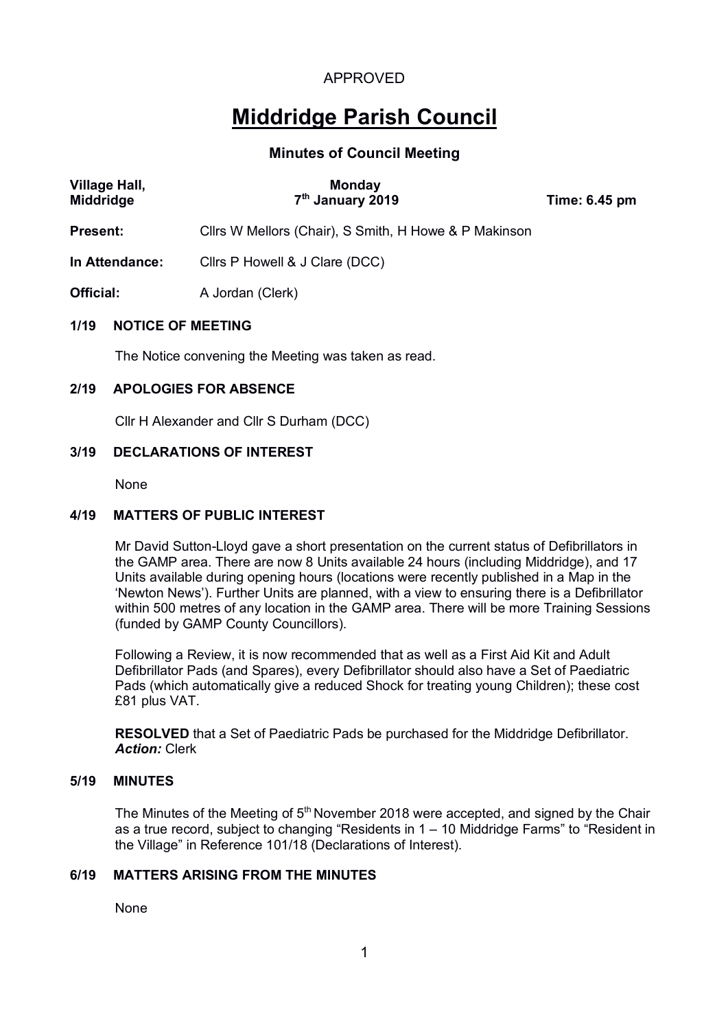APPROVED

# Middridge Parish Council

## Minutes of Council Meeting

| Village Hall, Middridge | Monday 7th January 2019 | Time: 6.45 pm |
|---|---|---|

**Present:** Cllrs W Mellors (Chair), S Smith, H Howe & P Makinson

**In Attendance:** Cllrs P Howell & J Clare (DCC)

**Official:** A Jordan (Clerk)

### 1/19 NOTICE OF MEETING

The Notice convening the Meeting was taken as read.

### 2/19 APOLOGIES FOR ABSENCE

Cllr H Alexander and Cllr S Durham (DCC)

### 3/19 DECLARATIONS OF INTEREST

None

### 4/19 MATTERS OF PUBLIC INTEREST

Mr David Sutton-Lloyd gave a short presentation on the current status of Defibrillators in the GAMP area. There are now 8 Units available 24 hours (including Middridge), and 17 Units available during opening hours (locations were recently published in a Map in the 'Newton News'). Further Units are planned, with a view to ensuring there is a Defibrillator within 500 metres of any location in the GAMP area. There will be more Training Sessions (funded by GAMP County Councillors).

Following a Review, it is now recommended that as well as a First Aid Kit and Adult Defibrillator Pads (and Spares), every Defibrillator should also have a Set of Paediatric Pads (which automatically give a reduced Shock for treating young Children); these cost £81 plus VAT.

**RESOLVED** that a Set of Paediatric Pads be purchased for the Middridge Defibrillator.
***Action:*** Clerk

### 5/19 MINUTES

The Minutes of the Meeting of 5th November 2018 were accepted, and signed by the Chair as a true record, subject to changing "Residents in 1 – 10 Middridge Farms" to "Resident in the Village" in Reference 101/18 (Declarations of Interest).

### 6/19 MATTERS ARISING FROM THE MINUTES

None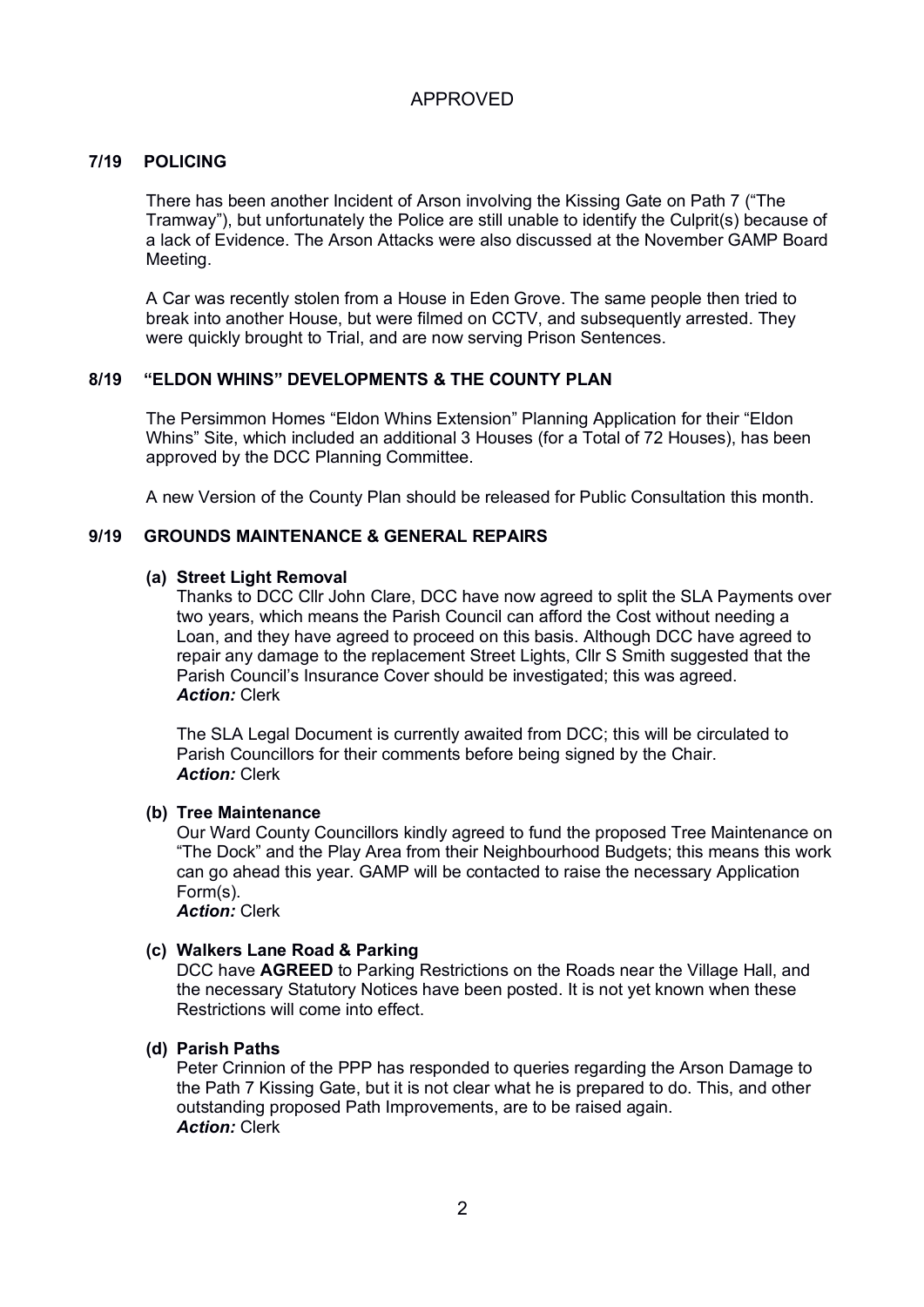APPROVED

## 7/19 POLICING

There has been another Incident of Arson involving the Kissing Gate on Path 7 ("The Tramway"), but unfortunately the Police are still unable to identify the Culprit(s) because of a lack of Evidence. The Arson Attacks were also discussed at the November GAMP Board Meeting.

A Car was recently stolen from a House in Eden Grove. The same people then tried to break into another House, but were filmed on CCTV, and subsequently arrested. They were quickly brought to Trial, and are now serving Prison Sentences.

## 8/19 "ELDON WHINS" DEVELOPMENTS & THE COUNTY PLAN

The Persimmon Homes "Eldon Whins Extension" Planning Application for their "Eldon Whins" Site, which included an additional 3 Houses (for a Total of 72 Houses), has been approved by the DCC Planning Committee.

A new Version of the County Plan should be released for Public Consultation this month.

## 9/19 GROUNDS MAINTENANCE & GENERAL REPAIRS

**(a) Street Light Removal**

Thanks to DCC Cllr John Clare, DCC have now agreed to split the SLA Payments over two years, which means the Parish Council can afford the Cost without needing a Loan, and they have agreed to proceed on this basis. Although DCC have agreed to repair any damage to the replacement Street Lights, Cllr S Smith suggested that the Parish Council's Insurance Cover should be investigated; this was agreed.
***Action:*** Clerk

The SLA Legal Document is currently awaited from DCC; this will be circulated to Parish Councillors for their comments before being signed by the Chair.
***Action:*** Clerk

**(b) Tree Maintenance**

Our Ward County Councillors kindly agreed to fund the proposed Tree Maintenance on "The Dock" and the Play Area from their Neighbourhood Budgets; this means this work can go ahead this year. GAMP will be contacted to raise the necessary Application Form(s).
***Action:*** Clerk

**(c) Walkers Lane Road & Parking**

DCC have **AGREED** to Parking Restrictions on the Roads near the Village Hall, and the necessary Statutory Notices have been posted. It is not yet known when these Restrictions will come into effect.

**(d) Parish Paths**

Peter Crinnion of the PPP has responded to queries regarding the Arson Damage to the Path 7 Kissing Gate, but it is not clear what he is prepared to do. This, and other outstanding proposed Path Improvements, are to be raised again.
***Action:*** Clerk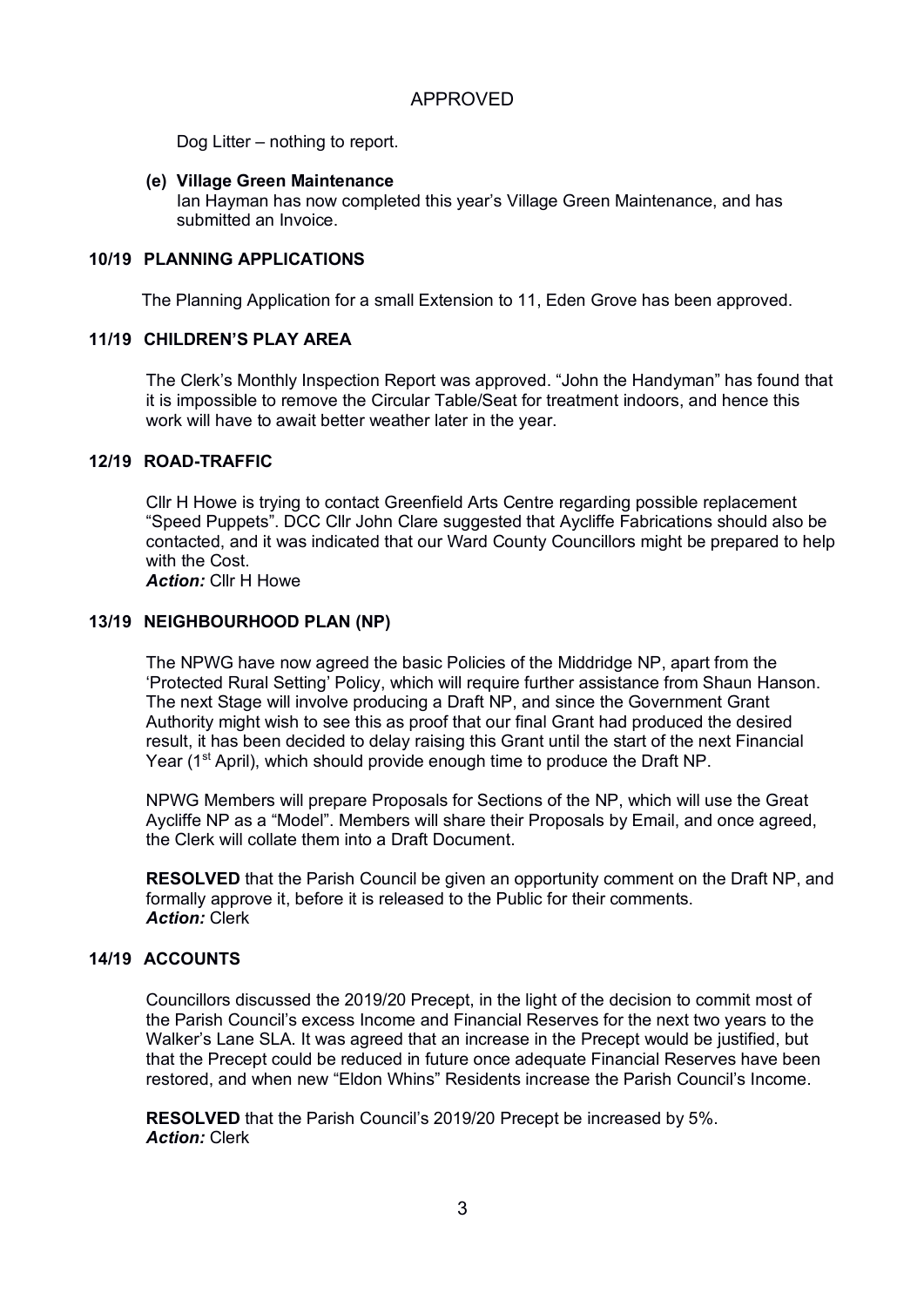APPROVED

Dog Litter – nothing to report.

**(e) Village Green Maintenance**
Ian Hayman has now completed this year's Village Green Maintenance, and has submitted an Invoice.

## 10/19 PLANNING APPLICATIONS

The Planning Application for a small Extension to 11, Eden Grove has been approved.

## 11/19 CHILDREN'S PLAY AREA

The Clerk's Monthly Inspection Report was approved. "John the Handyman" has found that it is impossible to remove the Circular Table/Seat for treatment indoors, and hence this work will have to await better weather later in the year.

## 12/19 ROAD-TRAFFIC

Cllr H Howe is trying to contact Greenfield Arts Centre regarding possible replacement "Speed Puppets". DCC Cllr John Clare suggested that Aycliffe Fabrications should also be contacted, and it was indicated that our Ward County Councillors might be prepared to help with the Cost.
***Action:*** Cllr H Howe

## 13/19 NEIGHBOURHOOD PLAN (NP)

The NPWG have now agreed the basic Policies of the Middridge NP, apart from the 'Protected Rural Setting' Policy, which will require further assistance from Shaun Hanson. The next Stage will involve producing a Draft NP, and since the Government Grant Authority might wish to see this as proof that our final Grant had produced the desired result, it has been decided to delay raising this Grant until the start of the next Financial Year (1st April), which should provide enough time to produce the Draft NP.

NPWG Members will prepare Proposals for Sections of the NP, which will use the Great Aycliffe NP as a "Model". Members will share their Proposals by Email, and once agreed, the Clerk will collate them into a Draft Document.

**RESOLVED** that the Parish Council be given an opportunity comment on the Draft NP, and formally approve it, before it is released to the Public for their comments.
***Action:*** Clerk

## 14/19 ACCOUNTS

Councillors discussed the 2019/20 Precept, in the light of the decision to commit most of the Parish Council's excess Income and Financial Reserves for the next two years to the Walker's Lane SLA. It was agreed that an increase in the Precept would be justified, but that the Precept could be reduced in future once adequate Financial Reserves have been restored, and when new "Eldon Whins" Residents increase the Parish Council's Income.

**RESOLVED** that the Parish Council's 2019/20 Precept be increased by 5%.
***Action:*** Clerk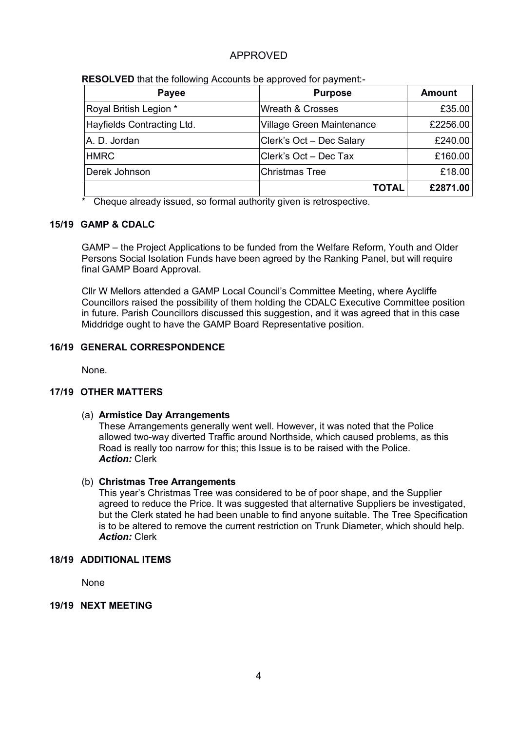APPROVED

**RESOLVED** that the following Accounts be approved for payment:-

| Payee | Purpose | Amount |
|---|---|---|
| Royal British Legion * | Wreath & Crosses | £35.00 |
| Hayfields Contracting Ltd. | Village Green Maintenance | £2256.00 |
| A. D. Jordan | Clerk's Oct – Dec Salary | £240.00 |
| HMRC | Clerk's Oct – Dec Tax | £160.00 |
| Derek Johnson | Christmas Tree | £18.00 |
| | **TOTAL** | **£2871.00** |

\* Cheque already issued, so formal authority given is retrospective.

### 15/19 GAMP & CDALC

GAMP – the Project Applications to be funded from the Welfare Reform, Youth and Older Persons Social Isolation Funds have been agreed by the Ranking Panel, but will require final GAMP Board Approval.

Cllr W Mellors attended a GAMP Local Council's Committee Meeting, where Aycliffe Councillors raised the possibility of them holding the CDALC Executive Committee position in future. Parish Councillors discussed this suggestion, and it was agreed that in this case Middridge ought to have the GAMP Board Representative position.

### 16/19 GENERAL CORRESPONDENCE

None.

### 17/19 OTHER MATTERS

(a) **Armistice Day Arrangements**
These Arrangements generally went well. However, it was noted that the Police allowed two-way diverted Traffic around Northside, which caused problems, as this Road is really too narrow for this; this Issue is to be raised with the Police.
***Action:*** Clerk

(b) **Christmas Tree Arrangements**
This year's Christmas Tree was considered to be of poor shape, and the Supplier agreed to reduce the Price. It was suggested that alternative Suppliers be investigated, but the Clerk stated he had been unable to find anyone suitable. The Tree Specification is to be altered to remove the current restriction on Trunk Diameter, which should help.
***Action:*** Clerk

### 18/19 ADDITIONAL ITEMS

None

### 19/19 NEXT MEETING